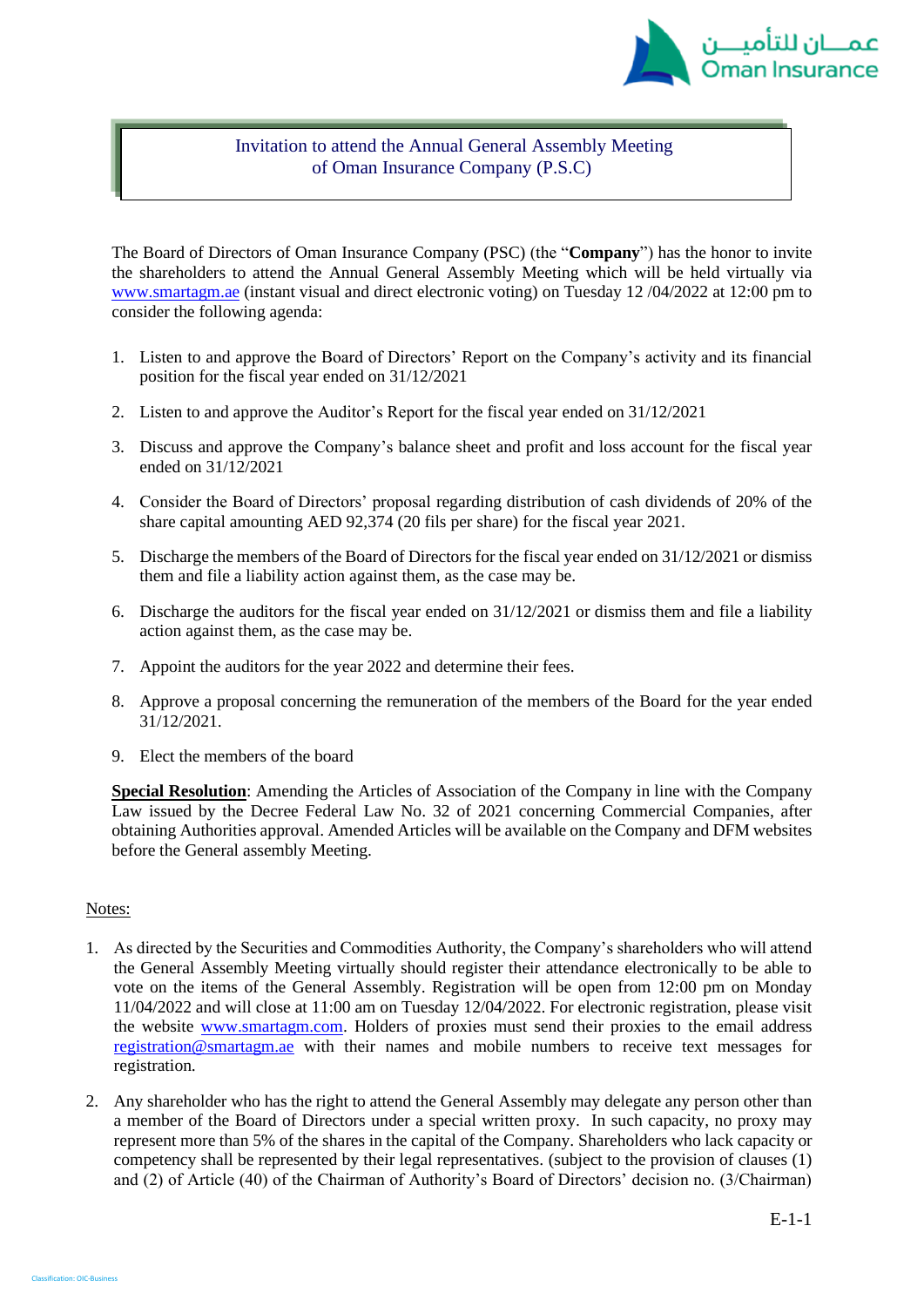# Invitation to attend the Annual General Assembly Meeting of Oman Insurance Company (P.S.C)

The Board of Directors of Oman Insurance Company (PSC) (the "**Company**") has the honor to invite the shareholders to attend the Annual General Assembly Meeting which will be held virtually via www.smartagm.ae (instant visual and direct electronic voting) on Tuesday 12 /04/2022 at 12:00 pm to consider the following agenda:

1. Listen to and approve the Board of Directors' Report on the Company's activity and its financial position for the fiscal year ended on 31/12/2021
2. Listen to and approve the Auditor's Report for the fiscal year ended on 31/12/2021
3. Discuss and approve the Company's balance sheet and profit and loss account for the fiscal year ended on 31/12/2021
4. Consider the Board of Directors' proposal regarding distribution of cash dividends of 20% of the share capital amounting AED 92,374 (20 fils per share) for the fiscal year 2021.
5. Discharge the members of the Board of Directors for the fiscal year ended on 31/12/2021 or dismiss them and file a liability action against them, as the case may be.
6. Discharge the auditors for the fiscal year ended on 31/12/2021 or dismiss them and file a liability action against them, as the case may be.
7. Appoint the auditors for the year 2022 and determine their fees.
8. Approve a proposal concerning the remuneration of the members of the Board for the year ended 31/12/2021.
9. Elect the members of the board

**Special Resolution**: Amending the Articles of Association of the Company in line with the Company Law issued by the Decree Federal Law No. 32 of 2021 concerning Commercial Companies, after obtaining Authorities approval. Amended Articles will be available on the Company and DFM websites before the General assembly Meeting.

Notes:

1. As directed by the Securities and Commodities Authority, the Company's shareholders who will attend the General Assembly Meeting virtually should register their attendance electronically to be able to vote on the items of the General Assembly. Registration will be open from 12:00 pm on Monday 11/04/2022 and will close at 11:00 am on Tuesday 12/04/2022. For electronic registration, please visit the website www.smartagm.com. Holders of proxies must send their proxies to the email address registration@smartagm.ae with their names and mobile numbers to receive text messages for registration.
2. Any shareholder who has the right to attend the General Assembly may delegate any person other than a member of the Board of Directors under a special written proxy. In such capacity, no proxy may represent more than 5% of the shares in the capital of the Company. Shareholders who lack capacity or competency shall be represented by their legal representatives. (subject to the provision of clauses (1) and (2) of Article (40) of the Chairman of Authority's Board of Directors' decision no. (3/Chairman)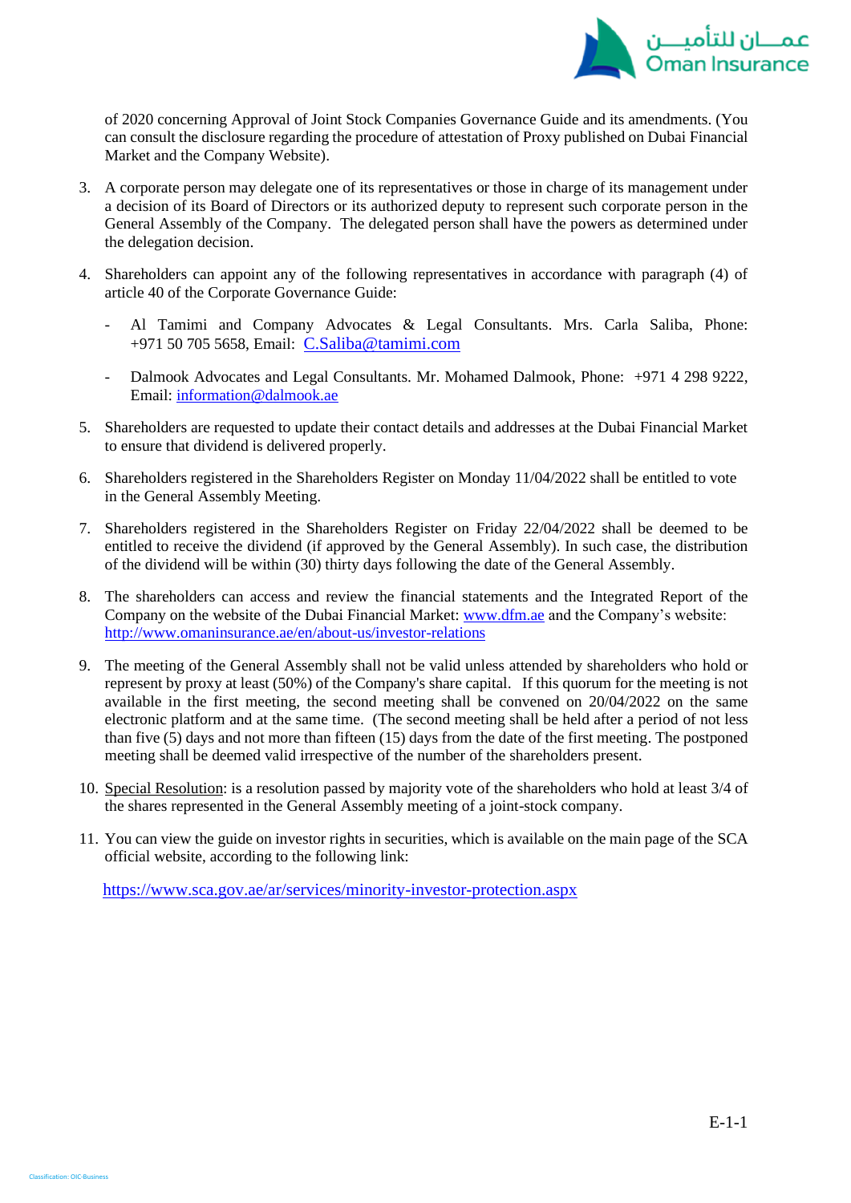of 2020 concerning Approval of Joint Stock Companies Governance Guide and its amendments. (You can consult the disclosure regarding the procedure of attestation of Proxy published on Dubai Financial Market and the Company Website).

3. A corporate person may delegate one of its representatives or those in charge of its management under a decision of its Board of Directors or its authorized deputy to represent such corporate person in the General Assembly of the Company. The delegated person shall have the powers as determined under the delegation decision.

4. Shareholders can appoint any of the following representatives in accordance with paragraph (4) of article 40 of the Corporate Governance Guide:

   - Al Tamimi and Company Advocates & Legal Consultants. Mrs. Carla Saliba, Phone: +971 50 705 5658, Email: C.Saliba@tamimi.com

   - Dalmook Advocates and Legal Consultants. Mr. Mohamed Dalmook, Phone: +971 4 298 9222, Email: information@dalmook.ae

5. Shareholders are requested to update their contact details and addresses at the Dubai Financial Market to ensure that dividend is delivered properly.

6. Shareholders registered in the Shareholders Register on Monday 11/04/2022 shall be entitled to vote in the General Assembly Meeting.

7. Shareholders registered in the Shareholders Register on Friday 22/04/2022 shall be deemed to be entitled to receive the dividend (if approved by the General Assembly). In such case, the distribution of the dividend will be within (30) thirty days following the date of the General Assembly.

8. The shareholders can access and review the financial statements and the Integrated Report of the Company on the website of the Dubai Financial Market: www.dfm.ae and the Company's website: http://www.omaninsurance.ae/en/about-us/investor-relations

9. The meeting of the General Assembly shall not be valid unless attended by shareholders who hold or represent by proxy at least (50%) of the Company's share capital. If this quorum for the meeting is not available in the first meeting, the second meeting shall be convened on 20/04/2022 on the same electronic platform and at the same time. (The second meeting shall be held after a period of not less than five (5) days and not more than fifteen (15) days from the date of the first meeting. The postponed meeting shall be deemed valid irrespective of the number of the shareholders present.

10. Special Resolution: is a resolution passed by majority vote of the shareholders who hold at least 3/4 of the shares represented in the General Assembly meeting of a joint-stock company.

11. You can view the guide on investor rights in securities, which is available on the main page of the SCA official website, according to the following link:

    https://www.sca.gov.ae/ar/services/minority-investor-protection.aspx